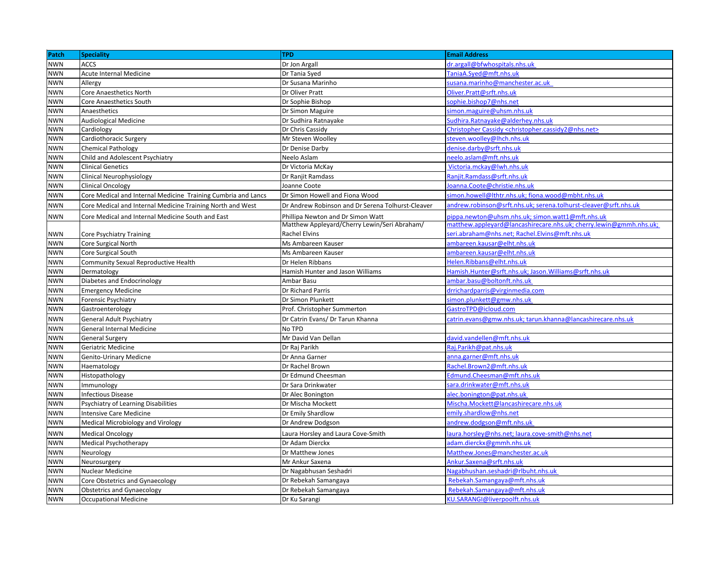| Patch | Speciality | TPD | Email Address |
|---|---|---|---|
| NWN | ACCS | Dr Jon Argall | dr.argall@bfwhospitals.nhs.uk |
| NWN | Acute Internal Medicine | Dr Tania Syed | TaniaA.Syed@mft.nhs.uk |
| NWN | Allergy | Dr Susana Marinho | susana.marinho@manchester.ac.uk |
| NWN | Core Anaesthetics North | Dr Oliver Pratt | Oliver.Pratt@srft.nhs.uk |
| NWN | Core Anaesthetics South | Dr Sophie Bishop | sophie.bishop7@nhs.net |
| NWN | Anaesthetics | Dr Simon Maguire | simon.maguire@uhsm.nhs.uk |
| NWN | Audiological Medicine | Dr Sudhira Ratnayake | Sudhira.Ratnayake@alderhey.nhs.uk |
| NWN | Cardiology | Dr Chris Cassidy | Christopher Cassidy <christopher.cassidy2@nhs.net> |
| NWN | Cardiothoracic Surgery | Mr Steven Woolley | steven.woolley@lhch.nhs.uk |
| NWN | Chemical Pathology | Dr Denise Darby | denise.darby@srft.nhs.uk |
| NWN | Child and Adolescent Psychiatry | Neelo Aslam | neelo.aslam@mft.nhs.uk |
| NWN | Clinical Genetics | Dr Victoria McKay | Victoria.mckay@lwh.nhs.uk |
| NWN | Clinical Neurophysiology | Dr Ranjit Ramdass | Ranjit.Ramdass@srft.nhs.uk |
| NWN | Clinical Oncology | Joanne Coote | Joanna.Coote@christie.nhs.uk |
| NWN | Core Medical and Internal Medicine Training Cumbria and Lancs | Dr Simon Howell and Fiona Wood | simon.howell@lthtr.nhs.uk; fiona.wood@mbht.nhs.uk |
| NWN | Core Medical and Internal Medicine Training North and West | Dr Andrew Robinson and Dr Serena Tolhurst-Cleaver | andrew.robinson@srft.nhs.uk; serena.tolhurst-cleaver@srft.nhs.uk |
| NWN | Core Medical and Internal Medicine South and East | Phillipa Newton and Dr Simon Watt | pippa.newton@uhsm.nhs.uk; simon.watt1@mft.nhs.uk |
| NWN | Core Psychiatry Training | Matthew Appleyard/Cherry Lewin/Seri Abraham/ Rachel Elvins | matthew.appleyard@lancashirecare.nhs.uk; cherry.lewin@gmmh.nhs.uk; seri.abraham@nhs.net; Rachel.Elvins@mft.nhs.uk |
| NWN | Core Surgical North | Ms Ambareen Kauser | ambareen.kausar@elht.nhs.uk |
| NWN | Core Surgical South | Ms Ambareen Kauser | ambareen.kausar@elht.nhs.uk |
| NWN | Community Sexual Reproductive Health | Dr Helen Ribbans | Helen.Ribbans@elht.nhs.uk |
| NWN | Dermatology | Hamish Hunter and Jason Williams | Hamish.Hunter@srft.nhs.uk; Jason.Williams@srft.nhs.uk |
| NWN | Diabetes and Endocrinology | Ambar Basu | ambar.basu@boltonft.nhs.uk |
| NWN | Emergency Medicine | Dr Richard Parris | drrichardparris@virginmedia.com |
| NWN | Forensic Psychiatry | Dr Simon Plunkett | simon.plunkett@gmw.nhs.uk |
| NWN | Gastroenterology | Prof. Christopher Summerton | GastroTPD@icloud.com |
| NWN | General Adult Psychiatry | Dr Catrin Evans/ Dr Tarun Khanna | catrin.evans@gmw.nhs.uk; tarun.khanna@lancashirecare.nhs.uk |
| NWN | General Internal Medicine | No TPD | |
| NWN | General Surgery | Mr David Van Dellan | david.vandellen@mft.nhs.uk |
| NWN | Geriatric Medicine | Dr Raj Parikh | Raj.Parikh@pat.nhs.uk |
| NWN | Genito-Urinary Medicne | Dr Anna Garner | anna.garner@mft.nhs.uk |
| NWN | Haematology | Dr Rachel Brown | Rachel.Brown2@mft.nhs.uk |
| NWN | Histopathology | Dr Edmund Cheesman | Edmund.Cheesman@mft.nhs.uk |
| NWN | Immunology | Dr Sara Drinkwater | sara.drinkwater@mft.nhs.uk |
| NWN | Infectious Disease | Dr Alec Bonington | alec.bonington@pat.nhs.uk |
| NWN | Psychiatry of Learning Disabilities | Dr Mischa Mockett | Mischa.Mockett@lancashirecare.nhs.uk |
| NWN | Intensive Care Medicine | Dr Emily Shardlow | emily.shardlow@nhs.net |
| NWN | Medical Microbiology and Virology | Dr Andrew Dodgson | andrew.dodgson@mft.nhs.uk |
| NWN | Medical Oncology | Laura Horsley and Laura Cove-Smith | laura.horsley@nhs.net; laura.cove-smith@nhs.net |
| NWN | Medical Psychotherapy | Dr Adam Dierckx | adam.dierckx@gmmh.nhs.uk |
| NWN | Neurology | Dr Matthew Jones | Matthew.Jones@manchester.ac.uk |
| NWN | Neurosurgery | Mr Ankur Saxena | Ankur.Saxena@srft.nhs.uk |
| NWN | Nuclear Medicine | Dr Nagabhusan Seshadri | Nagabhushan.seshadri@rlbuht.nhs.uk |
| NWN | Core Obstetrics and Gynaecology | Dr Rebekah Samangaya | Rebekah.Samangaya@mft.nhs.uk |
| NWN | Obstetrics and Gynaecology | Dr Rebekah Samangaya | Rebekah.Samangaya@mft.nhs.uk |
| NWN | Occupational Medicine | Dr Ku Sarangi | KU.SARANGI@liverpoolft.nhs.uk |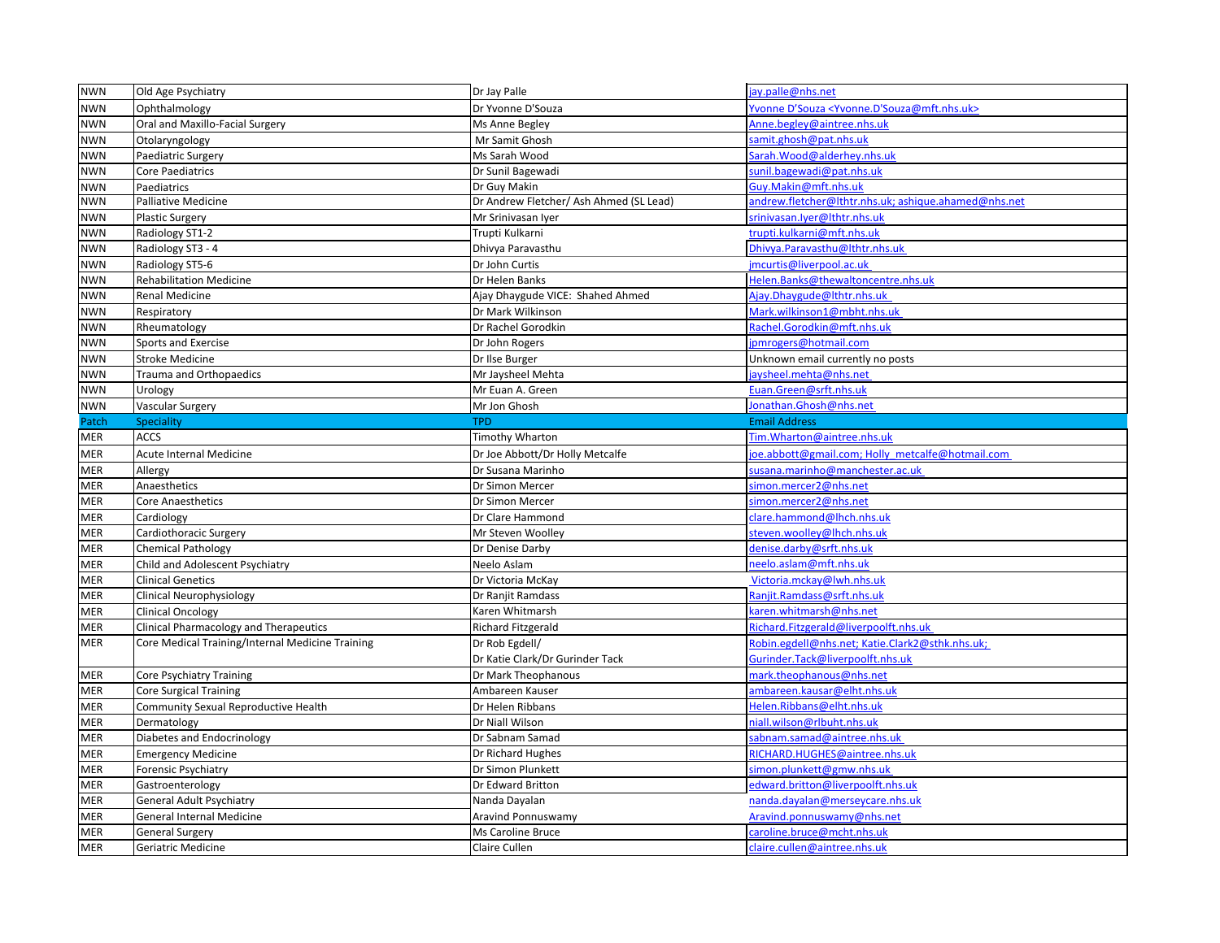| NWN | Old Age Psychiatry | Dr Jay Palle | jay.palle@nhs.net |
|---|---|---|---|
| NWN | Ophthalmology | Dr Yvonne D'Souza | Yvonne D'Souza <Yvonne.D'Souza@mft.nhs.uk> |
| NWN | Oral and Maxillo-Facial Surgery | Ms Anne Begley | Anne.begley@aintree.nhs.uk |
| NWN | Otolaryngology | Mr Samit Ghosh | samit.ghosh@pat.nhs.uk |
| NWN | Paediatric Surgery | Ms Sarah Wood | Sarah.Wood@alderhey.nhs.uk |
| NWN | Core Paediatrics | Dr Sunil Bagewadi | sunil.bagewadi@pat.nhs.uk |
| NWN | Paediatrics | Dr Guy Makin | Guy.Makin@mft.nhs.uk |
| NWN | Palliative Medicine | Dr Andrew Fletcher/ Ash Ahmed (SL Lead) | andrew.fletcher@lthtr.nhs.uk; ashique.ahamed@nhs.net |
| NWN | Plastic Surgery | Mr Srinivasan Iyer | srinivasan.Iyer@lthtr.nhs.uk |
| NWN | Radiology ST1-2 | Trupti Kulkarni | trupti.kulkarni@mft.nhs.uk |
| NWN | Radiology ST3 - 4 | Dhivya Paravasthu | Dhivya.Paravasthu@lthtr.nhs.uk |
| NWN | Radiology ST5-6 | Dr John Curtis | jmcurtis@liverpool.ac.uk |
| NWN | Rehabilitation Medicine | Dr Helen Banks | Helen.Banks@thewaltoncentre.nhs.uk |
| NWN | Renal Medicine | Ajay Dhaygude VICE: Shahed Ahmed | Ajay.Dhaygude@lthtr.nhs.uk |
| NWN | Respiratory | Dr Mark Wilkinson | Mark.wilkinson1@mbht.nhs.uk |
| NWN | Rheumatology | Dr Rachel Gorodkin | Rachel.Gorodkin@mft.nhs.uk |
| NWN | Sports and Exercise | Dr John Rogers | jpmrogers@hotmail.com |
| NWN | Stroke Medicine | Dr Ilse Burger | Unknown email currently no posts |
| NWN | Trauma and Orthopaedics | Mr Jaysheel Mehta | jaysheel.mehta@nhs.net |
| NWN | Urology | Mr Euan A. Green | Euan.Green@srft.nhs.uk |
| NWN | Vascular Surgery | Mr Jon Ghosh | Jonathan.Ghosh@nhs.net |
| **Patch** | **Speciality** | **TPD** | **Email Address** |
| MER | ACCS | Timothy Wharton | Tim.Wharton@aintree.nhs.uk |
| MER | Acute Internal Medicine | Dr Joe Abbott/Dr Holly Metcalfe | joe.abbott@gmail.com; Holly_metcalfe@hotmail.com |
| MER | Allergy | Dr Susana Marinho | susana.marinho@manchester.ac.uk |
| MER | Anaesthetics | Dr Simon Mercer | simon.mercer2@nhs.net |
| MER | Core Anaesthetics | Dr Simon Mercer | simon.mercer2@nhs.net |
| MER | Cardiology | Dr Clare Hammond | clare.hammond@lhch.nhs.uk |
| MER | Cardiothoracic Surgery | Mr Steven Woolley | steven.woolley@lhch.nhs.uk |
| MER | Chemical Pathology | Dr Denise Darby | denise.darby@srft.nhs.uk |
| MER | Child and Adolescent Psychiatry | Neelo Aslam | neelo.aslam@mft.nhs.uk |
| MER | Clinical Genetics | Dr Victoria McKay | Victoria.mckay@lwh.nhs.uk |
| MER | Clinical Neurophysiology | Dr Ranjit Ramdass | Ranjit.Ramdass@srft.nhs.uk |
| MER | Clinical Oncology | Karen Whitmarsh | karen.whitmarsh@nhs.net |
| MER | Clinical Pharmacology and Therapeutics | Richard Fitzgerald | Richard.Fitzgerald@liverpoolft.nhs.uk |
| MER | Core Medical Training/Internal Medicine Training | Dr Rob Egdell/ Dr Katie Clark/Dr Gurinder Tack | Robin.egdell@nhs.net; Katie.Clark2@sthk.nhs.uk; Gurinder.Tack@liverpoolft.nhs.uk |
| MER | Core Psychiatry Training | Dr Mark Theophanous | mark.theophanous@nhs.net |
| MER | Core Surgical Training | Ambareen Kauser | ambareen.kausar@elht.nhs.uk |
| MER | Community Sexual Reproductive Health | Dr Helen Ribbans | Helen.Ribbans@elht.nhs.uk |
| MER | Dermatology | Dr Niall Wilson | niall.wilson@rlbuht.nhs.uk |
| MER | Diabetes and Endocrinology | Dr Sabnam Samad | sabnam.samad@aintree.nhs.uk |
| MER | Emergency Medicine | Dr Richard Hughes | RICHARD.HUGHES@aintree.nhs.uk |
| MER | Forensic Psychiatry | Dr Simon Plunkett | simon.plunkett@gmw.nhs.uk |
| MER | Gastroenterology | Dr Edward Britton | edward.britton@liverpoolft.nhs.uk |
| MER | General Adult Psychiatry | Nanda Dayalan | nanda.dayalan@merseycare.nhs.uk |
| MER | General Internal Medicine | Aravind Ponnuswamy | Aravind.ponnuswamy@nhs.net |
| MER | General Surgery | Ms Caroline Bruce | caroline.bruce@mcht.nhs.uk |
| MER | Geriatric Medicine | Claire Cullen | claire.cullen@aintree.nhs.uk |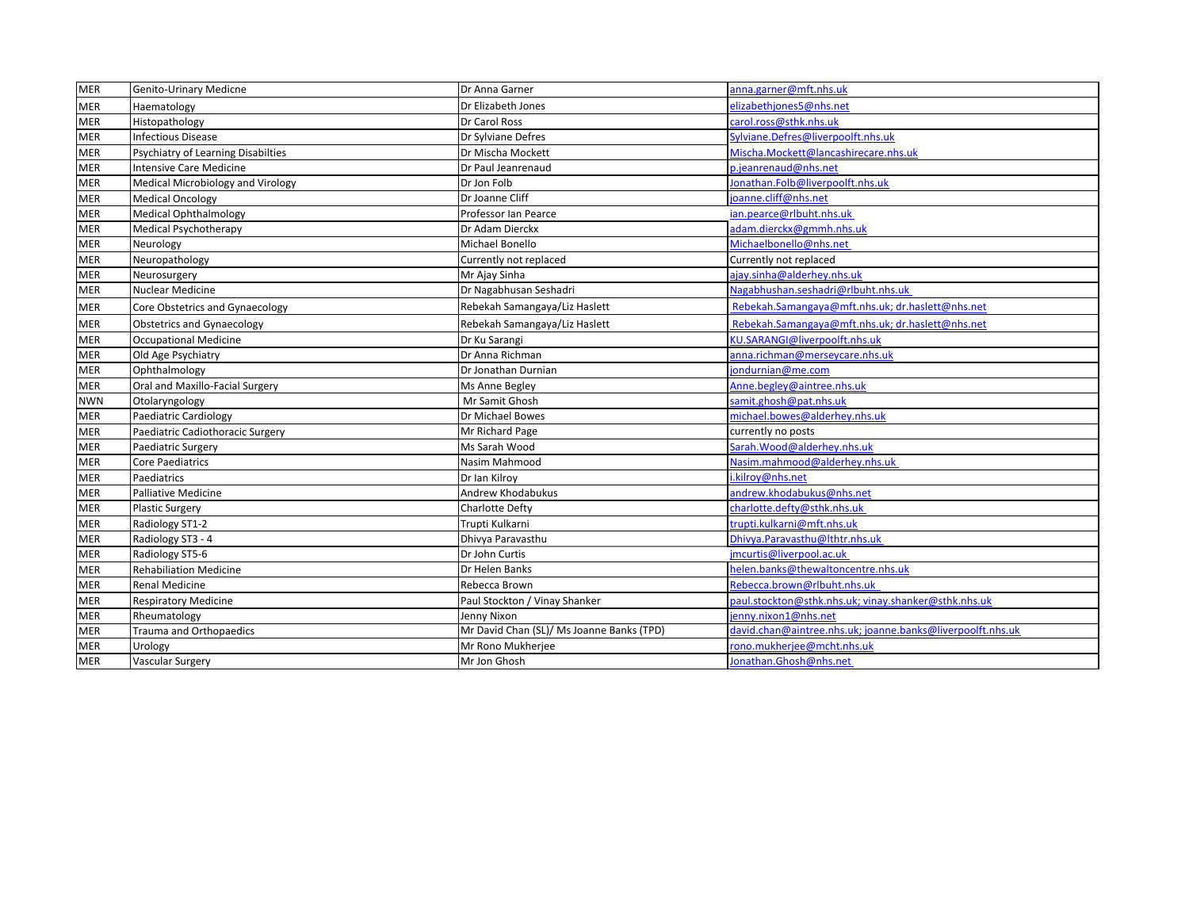| | | | |
|---|---|---|---|
| MER | Genito-Urinary Medicne | Dr Anna Garner | anna.garner@mft.nhs.uk |
| MER | Haematology | Dr Elizabeth Jones | elizabethjones5@nhs.net |
| MER | Histopathology | Dr Carol Ross | carol.ross@sthk.nhs.uk |
| MER | Infectious Disease | Dr Sylviane Defres | Sylviane.Defres@liverpoolft.nhs.uk |
| MER | Psychiatry of Learning Disabilties | Dr Mischa Mockett | Mischa.Mockett@lancashirecare.nhs.uk |
| MER | Intensive Care Medicine | Dr Paul Jeanrenaud | p.jeanrenaud@nhs.net |
| MER | Medical Microbiology and Virology | Dr Jon Folb | Jonathan.Folb@liverpoolft.nhs.uk |
| MER | Medical Oncology | Dr Joanne Cliff | joanne.cliff@nhs.net |
| MER | Medical Ophthalmology | Professor Ian Pearce | ian.pearce@rlbuht.nhs.uk |
| MER | Medical Psychotherapy | Dr Adam Dierckx | adam.dierckx@gmmh.nhs.uk |
| MER | Neurology | Michael Bonello | Michaelbonello@nhs.net |
| MER | Neuropathology | Currently not replaced | Currently not replaced |
| MER | Neurosurgery | Mr Ajay Sinha | ajay.sinha@alderhey.nhs.uk |
| MER | Nuclear Medicine | Dr Nagabhusan Seshadri | Nagabhushan.seshadri@rlbuht.nhs.uk |
| MER | Core Obstetrics and Gynaecology | Rebekah Samangaya/Liz Haslett | Rebekah.Samangaya@mft.nhs.uk; dr.haslett@nhs.net |
| MER | Obstetrics and Gynaecology | Rebekah Samangaya/Liz Haslett | Rebekah.Samangaya@mft.nhs.uk; dr.haslett@nhs.net |
| MER | Occupational Medicine | Dr Ku Sarangi | KU.SARANGI@liverpoolft.nhs.uk |
| MER | Old Age Psychiatry | Dr Anna Richman | anna.richman@merseycare.nhs.uk |
| MER | Ophthalmology | Dr Jonathan Durnian | jondurnian@me.com |
| MER | Oral and Maxillo-Facial Surgery | Ms Anne Begley | Anne.begley@aintree.nhs.uk |
| NWN | Otolaryngology | Mr Samit Ghosh | samit.ghosh@pat.nhs.uk |
| MER | Paediatric Cardiology | Dr Michael Bowes | michael.bowes@alderhey.nhs.uk |
| MER | Paediatric Cadiothoracic Surgery | Mr Richard Page | currently no posts |
| MER | Paediatric Surgery | Ms Sarah Wood | Sarah.Wood@alderhey.nhs.uk |
| MER | Core Paediatrics | Nasim Mahmood | Nasim.mahmood@alderhey.nhs.uk |
| MER | Paediatrics | Dr Ian Kilroy | i.kilroy@nhs.net |
| MER | Palliative Medicine | Andrew Khodabukus | andrew.khodabukus@nhs.net |
| MER | Plastic Surgery | Charlotte Defty | charlotte.defty@sthk.nhs.uk |
| MER | Radiology ST1-2 | Trupti Kulkarni | trupti.kulkarni@mft.nhs.uk |
| MER | Radiology ST3 - 4 | Dhivya Paravasthu | Dhivya.Paravasthu@lthtr.nhs.uk |
| MER | Radiology ST5-6 | Dr John Curtis | jmcurtis@liverpool.ac.uk |
| MER | Rehabiliation Medicine | Dr Helen Banks | helen.banks@thewaltoncentre.nhs.uk |
| MER | Renal Medicine | Rebecca Brown | Rebecca.brown@rlbuht.nhs.uk |
| MER | Respiratory Medicine | Paul Stockton / Vinay Shanker | paul.stockton@sthk.nhs.uk; vinay.shanker@sthk.nhs.uk |
| MER | Rheumatology | Jenny Nixon | jenny.nixon1@nhs.net |
| MER | Trauma and Orthopaedics | Mr David Chan (SL)/ Ms Joanne Banks (TPD) | david.chan@aintree.nhs.uk; joanne.banks@liverpoolft.nhs.uk |
| MER | Urology | Mr Rono Mukherjee | rono.mukherjee@mcht.nhs.uk |
| MER | Vascular Surgery | Mr Jon Ghosh | Jonathan.Ghosh@nhs.net |